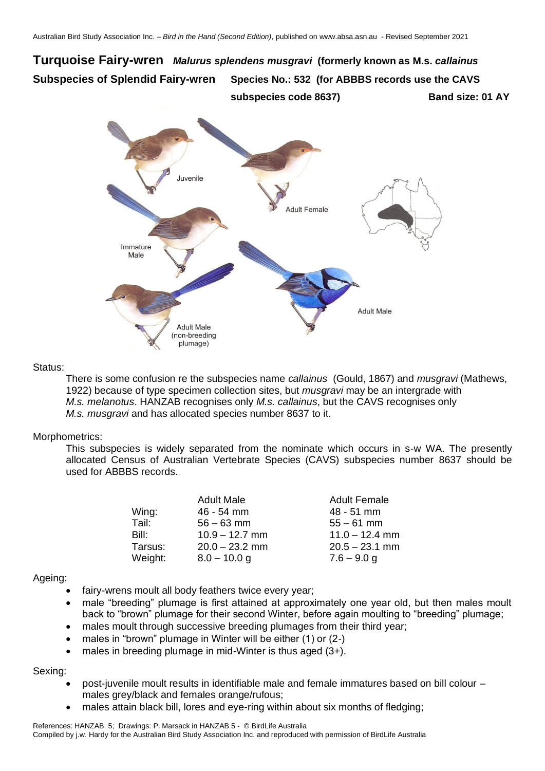# Turquoise Fairy-wren *Malurus splendens musgravi* (formerly known as M.s. *callainus*

**Subspecies of Splendid Fairy-wren** **Species No.: 532 (for ABBBS records use the CAVS subspecies code 8637)** **Band size: 01 AY**

Status:

There is some confusion re the subspecies name *callainus* (Gould, 1867) and *musgravi* (Mathews, 1922) because of type specimen collection sites, but *musgravi* may be an intergrade with *M.s. melanotus*. HANZAB recognises only *M.s. callainus*, but the CAVS recognises only *M.s. musgravi* and has allocated species number 8637 to it.

Morphometrics:

This subspecies is widely separated from the nominate which occurs in s-w WA. The presently allocated Census of Australian Vertebrate Species (CAVS) subspecies number 8637 should be used for ABBBS records.

| | Adult Male | Adult Female |
|---|---|---|
| Wing: | 46 - 54 mm | 48 - 51 mm |
| Tail: | 56 – 63 mm | 55 – 61 mm |
| Bill: | 10.9 – 12.7 mm | 11.0 – 12.4 mm |
| Tarsus: | 20.0 – 23.2 mm | 20.5 – 23.1 mm |
| Weight: | 8.0 – 10.0 g | 7.6 – 9.0 g |

Ageing:

- fairy-wrens moult all body feathers twice every year;
- male "breeding" plumage is first attained at approximately one year old, but then males moult back to "brown" plumage for their second Winter, before again moulting to "breeding" plumage;
- males moult through successive breeding plumages from their third year;
- males in "brown" plumage in Winter will be either (1) or (2-)
- males in breeding plumage in mid-Winter is thus aged (3+).

Sexing:

- post-juvenile moult results in identifiable male and female immatures based on bill colour – males grey/black and females orange/rufous;
- males attain black bill, lores and eye-ring within about six months of fledging;

References: HANZAB 5; Drawings: P. Marsack in HANZAB 5 - © BirdLife Australia
Compiled by j.w. Hardy for the Australian Bird Study Association Inc. and reproduced with permission of BirdLife Australia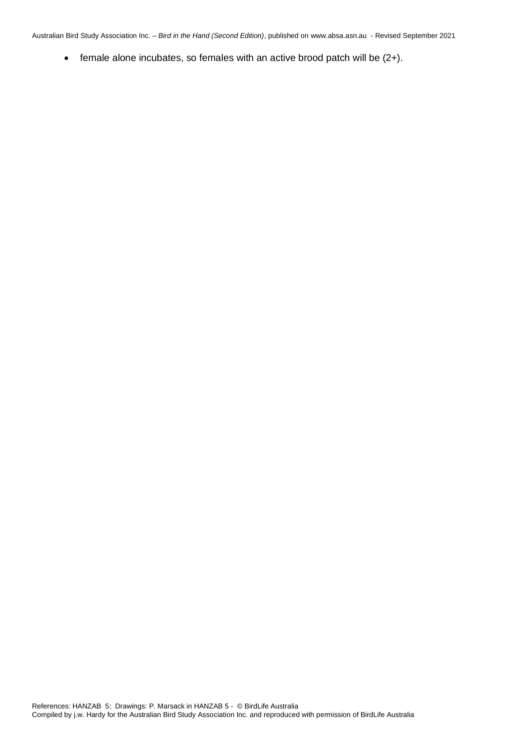- female alone incubates, so females with an active brood patch will be (2+).

References: HANZAB 5; Drawings: P. Marsack in HANZAB 5 - © BirdLife Australia
Compiled by j.w. Hardy for the Australian Bird Study Association Inc. and reproduced with permission of BirdLife Australia